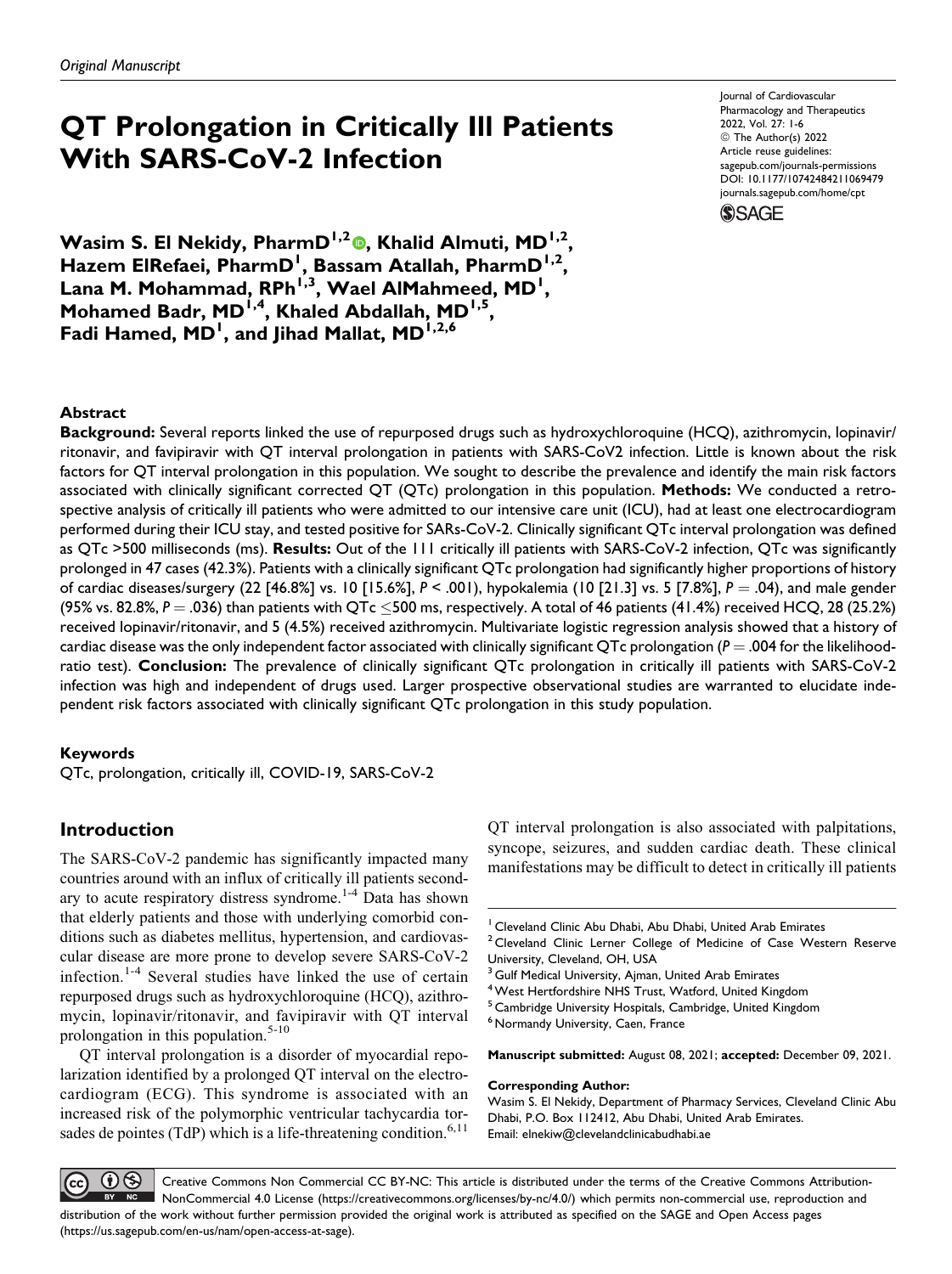*Original Manuscript*

# QT Prolongation in Critically Ill Patients With SARS-CoV-2 Infection

**Wasim S. El Nekidy, PharmD[1,2], Khalid Almuti, MD[1,2], Hazem ElRefaei, PharmD[1], Bassam Atallah, PharmD[1,2], Lana M. Mohammad, RPh[1,3], Wael AlMahmeed, MD[1], Mohamed Badr, MD[1,4], Khaled Abdallah, MD[1,5], Fadi Hamed, MD[1], and Jihad Mallat, MD[1,2,6]**

Journal of Cardiovascular Pharmacology and Therapeutics
2022, Vol. 27: 1-6
© The Author(s) 2022
Article reuse guidelines:
sagepub.com/journals-permissions
DOI: 10.1177/10742484211069479
journals.sagepub.com/home/cpt

### Abstract

**Background:** Several reports linked the use of repurposed drugs such as hydroxychloroquine (HCQ), azithromycin, lopinavir/ritonavir, and favipiravir with QT interval prolongation in patients with SARS-CoV2 infection. Little is known about the risk factors for QT interval prolongation in this population. We sought to describe the prevalence and identify the main risk factors associated with clinically significant corrected QT (QTc) prolongation in this population. **Methods:** We conducted a retrospective analysis of critically ill patients who were admitted to our intensive care unit (ICU), had at least one electrocardiogram performed during their ICU stay, and tested positive for SARs-CoV-2. Clinically significant QTc interval prolongation was defined as QTc >500 milliseconds (ms). **Results:** Out of the 111 critically ill patients with SARS-CoV-2 infection, QTc was significantly prolonged in 47 cases (42.3%). Patients with a clinically significant QTc prolongation had significantly higher proportions of history of cardiac diseases/surgery (22 [46.8%] vs. 10 [15.6%], $P < .001$), hypokalemia (10 [21.3] vs. 5 [7.8%], $P = .04$), and male gender (95% vs. 82.8%, $P = .036$) than patients with QTc $\leq$500 ms, respectively. A total of 46 patients (41.4%) received HCQ, 28 (25.2%) received lopinavir/ritonavir, and 5 (4.5%) received azithromycin. Multivariate logistic regression analysis showed that a history of cardiac disease was the only independent factor associated with clinically significant QTc prolongation ($P = .004$ for the likelihood-ratio test). **Conclusion:** The prevalence of clinically significant QTc prolongation in critically ill patients with SARS-CoV-2 infection was high and independent of drugs used. Larger prospective observational studies are warranted to elucidate independent risk factors associated with clinically significant QTc prolongation in this study population.

### Keywords

QTc, prolongation, critically ill, COVID-19, SARS-CoV-2

## Introduction

The SARS-CoV-2 pandemic has significantly impacted many countries around with an influx of critically ill patients secondary to acute respiratory distress syndrome.[1-4] Data has shown that elderly patients and those with underlying comorbid conditions such as diabetes mellitus, hypertension, and cardiovascular disease are more prone to develop severe SARS-CoV-2 infection.[1-4] Several studies have linked the use of certain repurposed drugs such as hydroxychloroquine (HCQ), azithromycin, lopinavir/ritonavir, and favipiravir with QT interval prolongation in this population.[5-10]

QT interval prolongation is a disorder of myocardial repolarization identified by a prolonged QT interval on the electrocardiogram (ECG). This syndrome is associated with an increased risk of the polymorphic ventricular tachycardia torsades de pointes (TdP) which is a life-threatening condition.[6,11] QT interval prolongation is also associated with palpitations, syncope, seizures, and sudden cardiac death. These clinical manifestations may be difficult to detect in critically ill patients

[1] Cleveland Clinic Abu Dhabi, Abu Dhabi, United Arab Emirates
[2] Cleveland Clinic Lerner College of Medicine of Case Western Reserve University, Cleveland, OH, USA
[3] Gulf Medical University, Ajman, United Arab Emirates
[4] West Hertfordshire NHS Trust, Watford, United Kingdom
[5] Cambridge University Hospitals, Cambridge, United Kingdom
[6] Normandy University, Caen, France

**Manuscript submitted:** August 08, 2021; **accepted:** December 09, 2021.

**Corresponding Author:**
Wasim S. El Nekidy, Department of Pharmacy Services, Cleveland Clinic Abu Dhabi, P.O. Box 112412, Abu Dhabi, United Arab Emirates.
Email: elnekiw@clevelandclinicabudhabi.ae

Creative Commons Non Commercial CC BY-NC: This article is distributed under the terms of the Creative Commons Attribution-NonCommercial 4.0 License (https://creativecommons.org/licenses/by-nc/4.0/) which permits non-commercial use, reproduction and distribution of the work without further permission provided the original work is attributed as specified on the SAGE and Open Access pages (https://us.sagepub.com/en-us/nam/open-access-at-sage).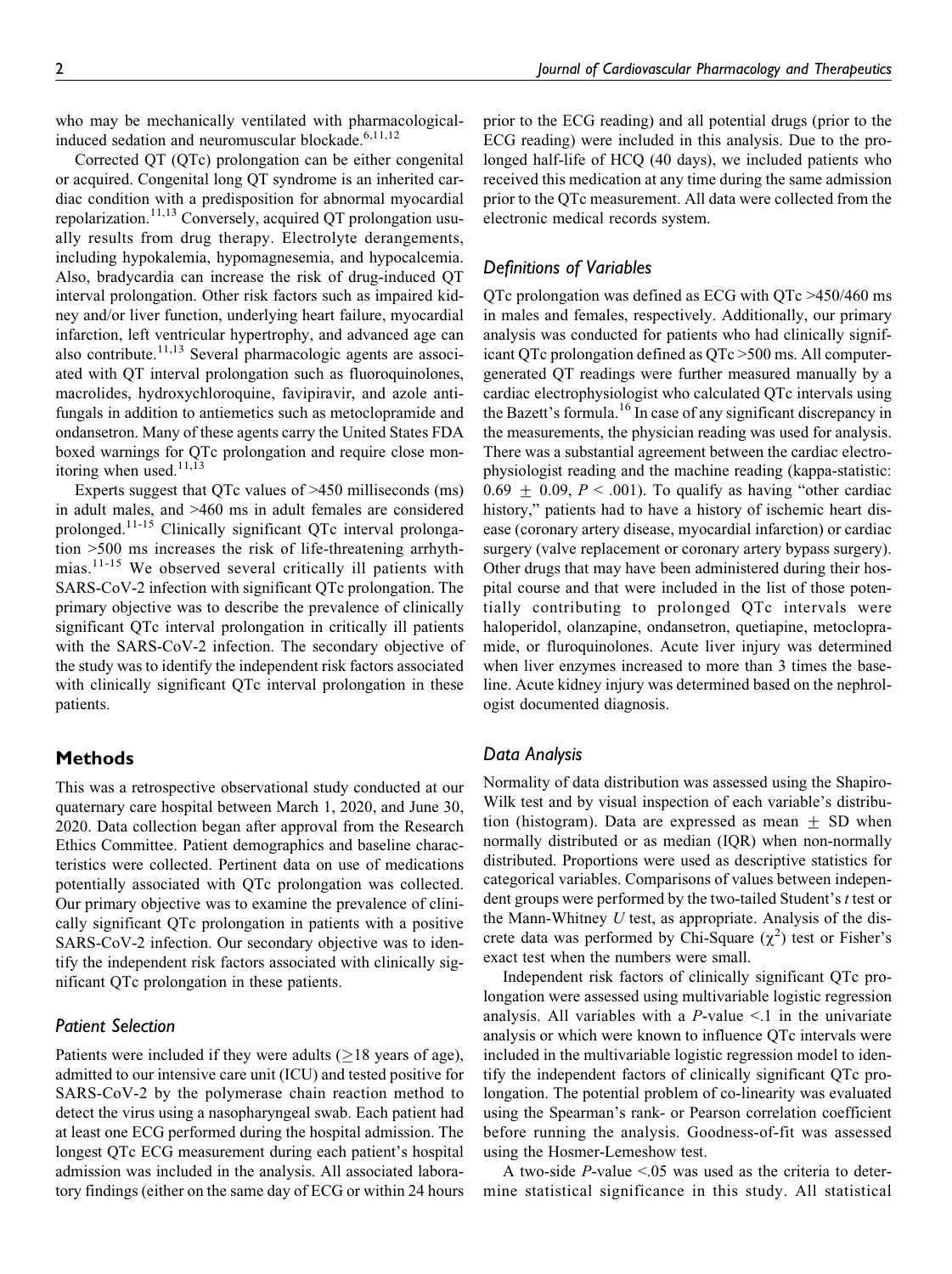who may be mechanically ventilated with pharmacological-induced sedation and neuromuscular blockade.[6,11,12]

Corrected QT (QTc) prolongation can be either congenital or acquired. Congenital long QT syndrome is an inherited cardiac condition with a predisposition for abnormal myocardial repolarization.[11,13] Conversely, acquired QT prolongation usually results from drug therapy. Electrolyte derangements, including hypokalemia, hypomagnesemia, and hypocalcemia. Also, bradycardia can increase the risk of drug-induced QT interval prolongation. Other risk factors such as impaired kidney and/or liver function, underlying heart failure, myocardial infarction, left ventricular hypertrophy, and advanced age can also contribute.[11,13] Several pharmacologic agents are associated with QT interval prolongation such as fluoroquinolones, macrolides, hydroxychloroquine, favipiravir, and azole antifungals in addition to antiemetics such as metoclopramide and ondansetron. Many of these agents carry the United States FDA boxed warnings for QTc prolongation and require close monitoring when used.[11,13]

Experts suggest that QTc values of >450 milliseconds (ms) in adult males, and >460 ms in adult females are considered prolonged.[11-15] Clinically significant QTc interval prolongation >500 ms increases the risk of life-threatening arrhythmias.[11-15] We observed several critically ill patients with SARS-CoV-2 infection with significant QTc prolongation. The primary objective was to describe the prevalence of clinically significant QTc interval prolongation in critically ill patients with the SARS-CoV-2 infection. The secondary objective of the study was to identify the independent risk factors associated with clinically significant QTc interval prolongation in these patients.

## Methods

This was a retrospective observational study conducted at our quaternary care hospital between March 1, 2020, and June 30, 2020. Data collection began after approval from the Research Ethics Committee. Patient demographics and baseline characteristics were collected. Pertinent data on use of medications potentially associated with QTc prolongation was collected. Our primary objective was to examine the prevalence of clinically significant QTc prolongation in patients with a positive SARS-CoV-2 infection. Our secondary objective was to identify the independent risk factors associated with clinically significant QTc prolongation in these patients.

### Patient Selection

Patients were included if they were adults (≥18 years of age), admitted to our intensive care unit (ICU) and tested positive for SARS-CoV-2 by the polymerase chain reaction method to detect the virus using a nasopharyngeal swab. Each patient had at least one ECG performed during the hospital admission. The longest QTc ECG measurement during each patient's hospital admission was included in the analysis. All associated laboratory findings (either on the same day of ECG or within 24 hours prior to the ECG reading) and all potential drugs (prior to the ECG reading) were included in this analysis. Due to the prolonged half-life of HCQ (40 days), we included patients who received this medication at any time during the same admission prior to the QTc measurement. All data were collected from the electronic medical records system.

### Definitions of Variables

QTc prolongation was defined as ECG with QTc >450/460 ms in males and females, respectively. Additionally, our primary analysis was conducted for patients who had clinically significant QTc prolongation defined as QTc >500 ms. All computer-generated QT readings were further measured manually by a cardiac electrophysiologist who calculated QTc intervals using the Bazett's formula.[16] In case of any significant discrepancy in the measurements, the physician reading was used for analysis. There was a substantial agreement between the cardiac electrophysiologist reading and the machine reading (kappa-statistic: $0.69 \pm 0.09$, $P < .001$). To qualify as having "other cardiac history," patients had to have a history of ischemic heart disease (coronary artery disease, myocardial infarction) or cardiac surgery (valve replacement or coronary artery bypass surgery). Other drugs that may have been administered during their hospital course and that were included in the list of those potentially contributing to prolonged QTc intervals were haloperidol, olanzapine, ondansetron, quetiapine, metoclopramide, or fluroquinolones. Acute liver injury was determined when liver enzymes increased to more than 3 times the baseline. Acute kidney injury was determined based on the nephrologist documented diagnosis.

### Data Analysis

Normality of data distribution was assessed using the Shapiro-Wilk test and by visual inspection of each variable's distribution (histogram). Data are expressed as mean ± SD when normally distributed or as median (IQR) when non-normally distributed. Proportions were used as descriptive statistics for categorical variables. Comparisons of values between independent groups were performed by the two-tailed Student's *t* test or the Mann-Whitney *U* test, as appropriate. Analysis of the discrete data was performed by Chi-Square ($\chi^2$) test or Fisher's exact test when the numbers were small.

Independent risk factors of clinically significant QTc prolongation were assessed using multivariable logistic regression analysis. All variables with a *P*-value <.1 in the univariate analysis or which were known to influence QTc intervals were included in the multivariable logistic regression model to identify the independent factors of clinically significant QTc prolongation. The potential problem of co-linearity was evaluated using the Spearman's rank- or Pearson correlation coefficient before running the analysis. Goodness-of-fit was assessed using the Hosmer-Lemeshow test.

A two-side *P*-value <.05 was used as the criteria to determine statistical significance in this study. All statistical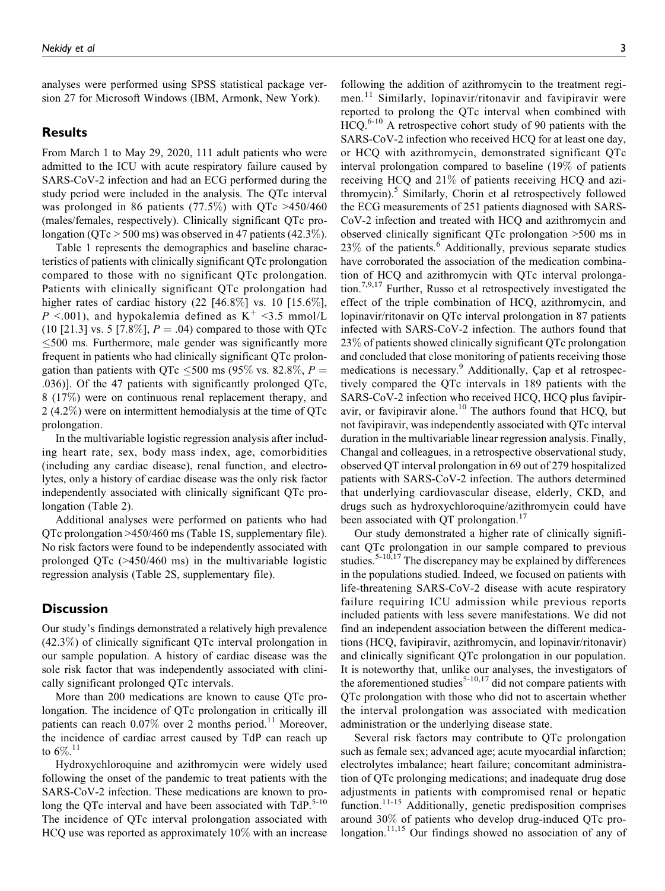analyses were performed using SPSS statistical package version 27 for Microsoft Windows (IBM, Armonk, New York).

## Results

From March 1 to May 29, 2020, 111 adult patients who were admitted to the ICU with acute respiratory failure caused by SARS-CoV-2 infection and had an ECG performed during the study period were included in the analysis. The QTc interval was prolonged in 86 patients (77.5%) with QTc >450/460 (males/females, respectively). Clinically significant QTc prolongation (QTc > 500 ms) was observed in 47 patients (42.3%).

Table 1 represents the demographics and baseline characteristics of patients with clinically significant QTc prolongation compared to those with no significant QTc prolongation. Patients with clinically significant QTc prolongation had higher rates of cardiac history (22 [46.8%] vs. 10 [15.6%], $P < .001$), and hypokalemia defined as $K^+ < 3.5$ mmol/L (10 [21.3] vs. 5 [7.8%], $P = .04$) compared to those with QTc ≤500 ms. Furthermore, male gender was significantly more frequent in patients who had clinically significant QTc prolongation than patients with QTc ≤500 ms (95% vs. 82.8%, $P = .036$)]. Of the 47 patients with significantly prolonged QTc, 8 (17%) were on continuous renal replacement therapy, and 2 (4.2%) were on intermittent hemodialysis at the time of QTc prolongation.

In the multivariable logistic regression analysis after including heart rate, sex, body mass index, age, comorbidities (including any cardiac disease), renal function, and electrolytes, only a history of cardiac disease was the only risk factor independently associated with clinically significant QTc prolongation (Table 2).

Additional analyses were performed on patients who had QTc prolongation >450/460 ms (Table 1S, supplementary file). No risk factors were found to be independently associated with prolonged QTc (>450/460 ms) in the multivariable logistic regression analysis (Table 2S, supplementary file).

## Discussion

Our study's findings demonstrated a relatively high prevalence (42.3%) of clinically significant QTc interval prolongation in our sample population. A history of cardiac disease was the sole risk factor that was independently associated with clinically significant prolonged QTc intervals.

More than 200 medications are known to cause QTc prolongation. The incidence of QTc prolongation in critically ill patients can reach 0.07% over 2 months period.[11] Moreover, the incidence of cardiac arrest caused by TdP can reach up to 6%.[11]

Hydroxychloroquine and azithromycin were widely used following the onset of the pandemic to treat patients with the SARS-CoV-2 infection. These medications are known to prolong the QTc interval and have been associated with TdP.[5-10] The incidence of QTc interval prolongation associated with HCQ use was reported as approximately 10% with an increase following the addition of azithromycin to the treatment regimen.[11] Similarly, lopinavir/ritonavir and favipiravir were reported to prolong the QTc interval when combined with HCQ.[6-10] A retrospective cohort study of 90 patients with the SARS-CoV-2 infection who received HCQ for at least one day, or HCQ with azithromycin, demonstrated significant QTc interval prolongation compared to baseline (19% of patients receiving HCQ and 21% of patients receiving HCQ and azithromycin).[5] Similarly, Chorin et al retrospectively followed the ECG measurements of 251 patients diagnosed with SARS-CoV-2 infection and treated with HCQ and azithromycin and observed clinically significant QTc prolongation >500 ms in 23% of the patients.[6] Additionally, previous separate studies have corroborated the association of the medication combination of HCQ and azithromycin with QTc interval prolongation.[7,9,17] Further, Russo et al retrospectively investigated the effect of the triple combination of HCQ, azithromycin, and lopinavir/ritonavir on QTc interval prolongation in 87 patients infected with SARS-CoV-2 infection. The authors found that 23% of patients showed clinically significant QTc prolongation and concluded that close monitoring of patients receiving those medications is necessary.[9] Additionally, Çap et al retrospectively compared the QTc intervals in 189 patients with the SARS-CoV-2 infection who received HCQ, HCQ plus favipiravir, or favipiravir alone.[10] The authors found that HCQ, but not favipiravir, was independently associated with QTc interval duration in the multivariable linear regression analysis. Finally, Changal and colleagues, in a retrospective observational study, observed QT interval prolongation in 69 out of 279 hospitalized patients with SARS-CoV-2 infection. The authors determined that underlying cardiovascular disease, elderly, CKD, and drugs such as hydroxychloroquine/azithromycin could have been associated with QT prolongation.[17]

Our study demonstrated a higher rate of clinically significant QTc prolongation in our sample compared to previous studies.[5-10,17] The discrepancy may be explained by differences in the populations studied. Indeed, we focused on patients with life-threatening SARS-CoV-2 disease with acute respiratory failure requiring ICU admission while previous reports included patients with less severe manifestations. We did not find an independent association between the different medications (HCQ, favipiravir, azithromycin, and lopinavir/ritonavir) and clinically significant QTc prolongation in our population. It is noteworthy that, unlike our analyses, the investigators of the aforementioned studies[5-10,17] did not compare patients with QTc prolongation with those who did not to ascertain whether the interval prolongation was associated with medication administration or the underlying disease state.

Several risk factors may contribute to QTc prolongation such as female sex; advanced age; acute myocardial infarction; electrolytes imbalance; heart failure; concomitant administration of QTc prolonging medications; and inadequate drug dose adjustments in patients with compromised renal or hepatic function.[11-15] Additionally, genetic predisposition comprises around 30% of patients who develop drug-induced QTc prolongation.[11,15] Our findings showed no association of any of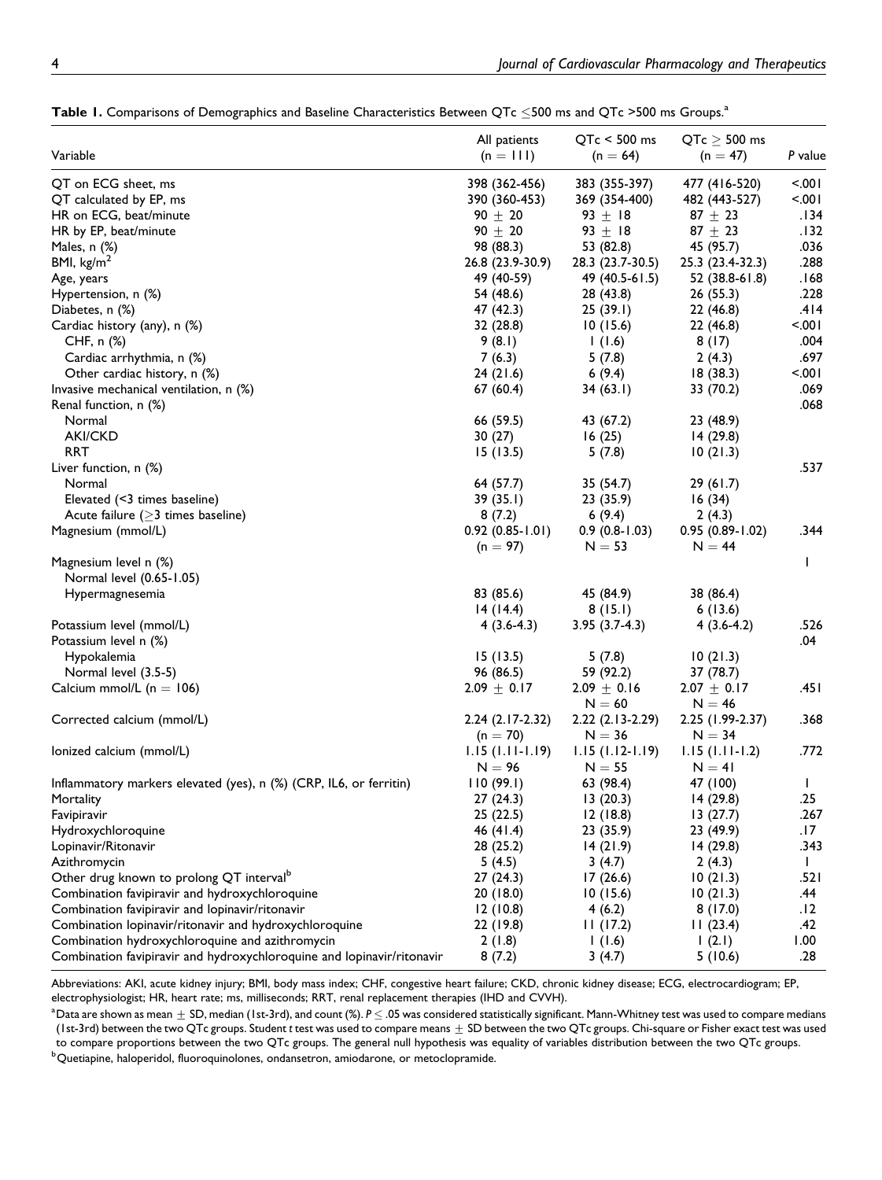**Table 1.** Comparisons of Demographics and Baseline Characteristics Between QTc ≤500 ms and QTc >500 ms Groups.[a]

| Variable | All patients (n = 111) | QTc < 500 ms (n = 64) | QTc ≥ 500 ms (n = 47) | P value |
|---|---|---|---|---|
| QT on ECG sheet, ms | 398 (362-456) | 383 (355-397) | 477 (416-520) | <.001 |
| QT calculated by EP, ms | 390 (360-453) | 369 (354-400) | 482 (443-527) | <.001 |
| HR on ECG, beat/minute | 90 ± 20 | 93 ± 18 | 87 ± 23 | .134 |
| HR by EP, beat/minute | 90 ± 20 | 93 ± 18 | 87 ± 23 | .132 |
| Males, n (%) | 98 (88.3) | 53 (82.8) | 45 (95.7) | .036 |
| BMI, kg/m$^2$ | 26.8 (23.9-30.9) | 28.3 (23.7-30.5) | 25.3 (23.4-32.3) | .288 |
| Age, years | 49 (40-59) | 49 (40.5-61.5) | 52 (38.8-61.8) | .168 |
| Hypertension, n (%) | 54 (48.6) | 28 (43.8) | 26 (55.3) | .228 |
| Diabetes, n (%) | 47 (42.3) | 25 (39.1) | 22 (46.8) | .414 |
| Cardiac history (any), n (%) | 32 (28.8) | 10 (15.6) | 22 (46.8) | <.001 |
| CHF, n (%) | 9 (8.1) | 1 (1.6) | 8 (17) | .004 |
| Cardiac arrhythmia, n (%) | 7 (6.3) | 5 (7.8) | 2 (4.3) | .697 |
| Other cardiac history, n (%) | 24 (21.6) | 6 (9.4) | 18 (38.3) | <.001 |
| Invasive mechanical ventilation, n (%) | 67 (60.4) | 34 (63.1) | 33 (70.2) | .069 |
| Renal function, n (%) | | | | .068 |
| Normal | 66 (59.5) | 43 (67.2) | 23 (48.9) | |
| AKI/CKD | 30 (27) | 16 (25) | 14 (29.8) | |
| RRT | 15 (13.5) | 5 (7.8) | 10 (21.3) | |
| Liver function, n (%) | | | | .537 |
| Normal | 64 (57.7) | 35 (54.7) | 29 (61.7) | |
| Elevated (<3 times baseline) | 39 (35.1) | 23 (35.9) | 16 (34) | |
| Acute failure (≥3 times baseline) | 8 (7.2) | 6 (9.4) | 2 (4.3) | |
| Magnesium (mmol/L) | 0.92 (0.85-1.01) (n = 97) | 0.9 (0.8-1.03) N = 53 | 0.95 (0.89-1.02) N = 44 | .344 |
| Magnesium level n (%) | | | | 1 |
| Normal level (0.65-1.05) | 83 (85.6) | 45 (84.9) | 38 (86.4) | |
| Hypermagnesemia | 14 (14.4) | 8 (15.1) | 6 (13.6) | |
| Potassium level (mmol/L) | 4 (3.6-4.3) | 3.95 (3.7-4.3) | 4 (3.6-4.2) | .526 |
| Potassium level n (%) | | | | .04 |
| Hypokalemia | 15 (13.5) | 5 (7.8) | 10 (21.3) | |
| Normal level (3.5-5) | 96 (86.5) | 59 (92.2) | 37 (78.7) | |
| Calcium mmol/L (n = 106) | 2.09 ± 0.17 | 2.09 ± 0.16 N = 60 | 2.07 ± 0.17 N = 46 | .451 |
| Corrected calcium (mmol/L) | 2.24 (2.17-2.32) (n = 70) | 2.22 (2.13-2.29) N = 36 | 2.25 (1.99-2.37) N = 34 | .368 |
| Ionized calcium (mmol/L) | 1.15 (1.11-1.19) N = 96 | 1.15 (1.12-1.19) N = 55 | 1.15 (1.11-1.2) N = 41 | .772 |
| Inflammatory markers elevated (yes), n (%) (CRP, IL6, or ferritin) | 110 (99.1) | 63 (98.4) | 47 (100) | 1 |
| Mortality | 27 (24.3) | 13 (20.3) | 14 (29.8) | .25 |
| Favipiravir | 25 (22.5) | 12 (18.8) | 13 (27.7) | .267 |
| Hydroxychloroquine | 46 (41.4) | 23 (35.9) | 23 (49.9) | .17 |
| Lopinavir/Ritonavir | 28 (25.2) | 14 (21.9) | 14 (29.8) | .343 |
| Azithromycin | 5 (4.5) | 3 (4.7) | 2 (4.3) | 1 |
| Other drug known to prolong QT interval[b] | 27 (24.3) | 17 (26.6) | 10 (21.3) | .521 |
| Combination favipiravir and hydroxychloroquine | 20 (18.0) | 10 (15.6) | 10 (21.3) | .44 |
| Combination favipiravir and lopinavir/ritonavir | 12 (10.8) | 4 (6.2) | 8 (17.0) | .12 |
| Combination lopinavir/ritonavir and hydroxychloroquine | 22 (19.8) | 11 (17.2) | 11 (23.4) | .42 |
| Combination hydroxychloroquine and azithromycin | 2 (1.8) | 1 (1.6) | 1 (2.1) | 1.00 |
| Combination favipiravir and hydroxychloroquine and lopinavir/ritonavir | 8 (7.2) | 3 (4.7) | 5 (10.6) | .28 |

Abbreviations: AKI, acute kidney injury; BMI, body mass index; CHF, congestive heart failure; CKD, chronic kidney disease; ECG, electrocardiogram; EP, electrophysiologist; HR, heart rate; ms, milliseconds; RRT, renal replacement therapies (IHD and CVVH).

[a]Data are shown as mean ± SD, median (1st-3rd), and count (%). $P \leq .05$ was considered statistically significant. Mann-Whitney test was used to compare medians (1st-3rd) between the two QTc groups. Student *t* test was used to compare means ± SD between the two QTc groups. Chi-square or Fisher exact test was used to compare proportions between the two QTc groups. The general null hypothesis was equality of variables distribution between the two QTc groups.

[b]Quetiapine, haloperidol, fluoroquinolones, ondansetron, amiodarone, or metoclopramide.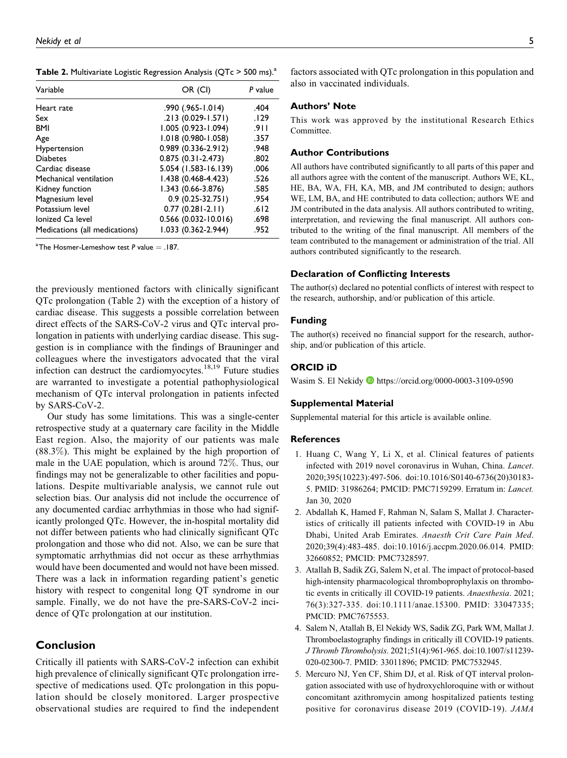**Table 2.** Multivariate Logistic Regression Analysis (QTc > 500 ms).[a]

| Variable | OR (CI) | P value |
|---|---|---|
| Heart rate | .990 (.965-1.014) | .404 |
| Sex | .213 (0.029-1.571) | .129 |
| BMI | 1.005 (0.923-1.094) | .911 |
| Age | 1.018 (0.980-1.058) | .357 |
| Hypertension | 0.989 (0.336-2.912) | .948 |
| Diabetes | 0.875 (0.31-2.473) | .802 |
| Cardiac disease | 5.054 (1.583-16.139) | .006 |
| Mechanical ventilation | 1.438 (0.468-4.423) | .526 |
| Kidney function | 1.343 (0.66-3.876) | .585 |
| Magnesium level | 0.9 (0.25-32.751) | .954 |
| Potassium level | 0.77 (0.281-2.11) | .612 |
| Ionized Ca level | 0.566 (0.032-10.016) | .698 |
| Medications (all medications) | 1.033 (0.362-2.944) | .952 |

[a]The Hosmer-Lemeshow test P value = .187.

the previously mentioned factors with clinically significant QTc prolongation (Table 2) with the exception of a history of cardiac disease. This suggests a possible correlation between direct effects of the SARS-CoV-2 virus and QTc interval prolongation in patients with underlying cardiac disease. This suggestion is in compliance with the findings of Brauninger and colleagues where the investigators advocated that the viral infection can destruct the cardiomyocytes.[18,19] Future studies are warranted to investigate a potential pathophysiological mechanism of QTc interval prolongation in patients infected by SARS-CoV-2.

Our study has some limitations. This was a single-center retrospective study at a quaternary care facility in the Middle East region. Also, the majority of our patients was male (88.3%). This might be explained by the high proportion of male in the UAE population, which is around 72%. Thus, our findings may not be generalizable to other facilities and populations. Despite multivariable analysis, we cannot rule out selection bias. Our analysis did not include the occurrence of any documented cardiac arrhythmias in those who had significantly prolonged QTc. However, the in-hospital mortality did not differ between patients who had clinically significant QTc prolongation and those who did not. Also, we can be sure that symptomatic arrhythmias did not occur as these arrhythmias would have been documented and would not have been missed. There was a lack in information regarding patient's genetic history with respect to congenital long QT syndrome in our sample. Finally, we do not have the pre-SARS-CoV-2 incidence of QTc prolongation at our institution.

## Conclusion

Critically ill patients with SARS-CoV-2 infection can exhibit high prevalence of clinically significant QTc prolongation irrespective of medications used. QTc prolongation in this population should be closely monitored. Larger prospective observational studies are required to find the independent factors associated with QTc prolongation in this population and also in vaccinated individuals.

### Authors' Note

This work was approved by the institutional Research Ethics Committee.

### Author Contributions

All authors have contributed significantly to all parts of this paper and all authors agree with the content of the manuscript. Authors WE, KL, HE, BA, WA, FH, KA, MB, and JM contributed to design; authors WE, LM, BA, and HE contributed to data collection; authors WE and JM contributed in the data analysis. All authors contributed to writing, interpretation, and reviewing the final manuscript. All authors contributed to the writing of the final manuscript. All members of the team contributed to the management or administration of the trial. All authors contributed significantly to the research.

### Declaration of Conflicting Interests

The author(s) declared no potential conflicts of interest with respect to the research, authorship, and/or publication of this article.

### Funding

The author(s) received no financial support for the research, authorship, and/or publication of this article.

### ORCID iD

Wasim S. El Nekidy https://orcid.org/0000-0003-3109-0590

### Supplemental Material

Supplemental material for this article is available online.

### References

1. Huang C, Wang Y, Li X, et al. Clinical features of patients infected with 2019 novel coronavirus in Wuhan, China. *Lancet*. 2020;395(10223):497-506. doi:10.1016/S0140-6736(20)30183-5. PMID: 31986264; PMCID: PMC7159299. Erratum in: *Lancet.* Jan 30, 2020
2. Abdallah K, Hamed F, Rahman N, Salam S, Mallat J. Characteristics of critically ill patients infected with COVID-19 in Abu Dhabi, United Arab Emirates. *Anaesth Crit Care Pain Med*. 2020;39(4):483-485. doi:10.1016/j.accpm.2020.06.014. PMID: 32660852; PMCID: PMC7328597.
3. Atallah B, Sadik ZG, Salem N, et al. The impact of protocol-based high-intensity pharmacological thromboprophylaxis on thrombotic events in critically ill COVID-19 patients. *Anaesthesia*. 2021; 76(3):327-335. doi:10.1111/anae.15300. PMID: 33047335; PMCID: PMC7675553.
4. Salem N, Atallah B, El Nekidy WS, Sadik ZG, Park WM, Mallat J. Thromboelastography findings in critically ill COVID-19 patients. *J Thromb Thrombolysis*. 2021;51(4):961-965. doi:10.1007/s11239-020-02300-7. PMID: 33011896; PMCID: PMC7532945.
5. Mercuro NJ, Yen CF, Shim DJ, et al. Risk of QT interval prolongation associated with use of hydroxychloroquine with or without concomitant azithromycin among hospitalized patients testing positive for coronavirus disease 2019 (COVID-19). *JAMA*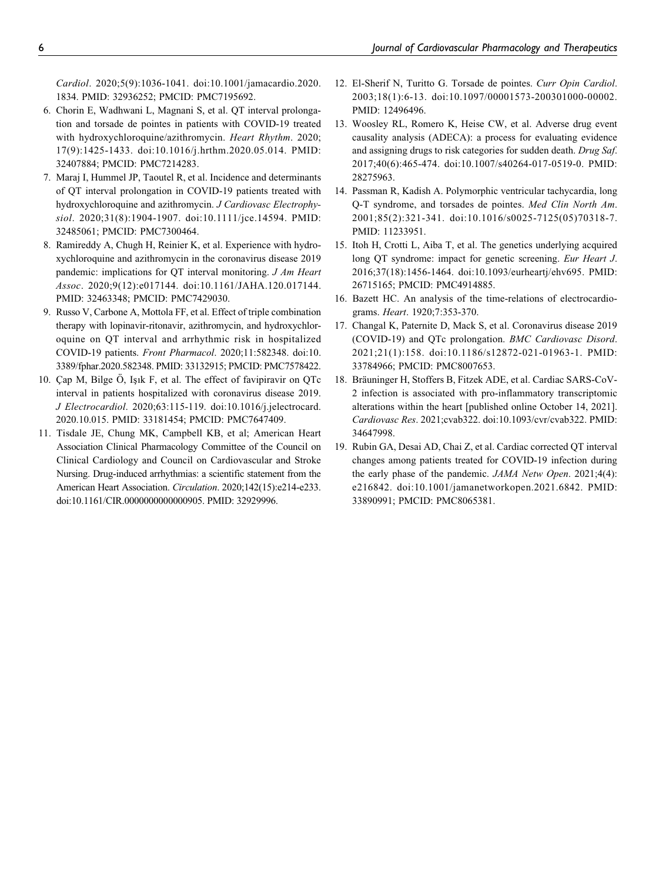*Cardiol*. 2020;5(9):1036-1041. doi:10.1001/jamacardio.2020.1834. PMID: 32936252; PMCID: PMC7195692.

6. Chorin E, Wadhwani L, Magnani S, et al. QT interval prolongation and torsade de pointes in patients with COVID-19 treated with hydroxychloroquine/azithromycin. *Heart Rhythm*. 2020; 17(9):1425-1433. doi:10.1016/j.hrthm.2020.05.014. PMID: 32407884; PMCID: PMC7214283.
7. Maraj I, Hummel JP, Taoutel R, et al. Incidence and determinants of QT interval prolongation in COVID-19 patients treated with hydroxychloroquine and azithromycin. *J Cardiovasc Electrophysiol*. 2020;31(8):1904-1907. doi:10.1111/jce.14594. PMID: 32485061; PMCID: PMC7300464.
8. Ramireddy A, Chugh H, Reinier K, et al. Experience with hydroxychloroquine and azithromycin in the coronavirus disease 2019 pandemic: implications for QT interval monitoring. *J Am Heart Assoc*. 2020;9(12):e017144. doi:10.1161/JAHA.120.017144. PMID: 32463348; PMCID: PMC7429030.
9. Russo V, Carbone A, Mottola FF, et al. Effect of triple combination therapy with lopinavir-ritonavir, azithromycin, and hydroxychloroquine on QT interval and arrhythmic risk in hospitalized COVID-19 patients. *Front Pharmacol*. 2020;11:582348. doi:10.3389/fphar.2020.582348. PMID: 33132915; PMCID: PMC7578422.
10. Çap M, Bilge Ö, Işık F, et al. The effect of favipiravir on QTc interval in patients hospitalized with coronavirus disease 2019. *J Electrocardiol*. 2020;63:115-119. doi:10.1016/j.jelectrocard.2020.10.015. PMID: 33181454; PMCID: PMC7647409.
11. Tisdale JE, Chung MK, Campbell KB, et al; American Heart Association Clinical Pharmacology Committee of the Council on Clinical Cardiology and Council on Cardiovascular and Stroke Nursing. Drug-induced arrhythmias: a scientific statement from the American Heart Association. *Circulation*. 2020;142(15):e214-e233. doi:10.1161/CIR.0000000000000905. PMID: 32929996.
12. El-Sherif N, Turitto G. Torsade de pointes. *Curr Opin Cardiol*. 2003;18(1):6-13. doi:10.1097/00001573-200301000-00002. PMID: 12496496.
13. Woosley RL, Romero K, Heise CW, et al. Adverse drug event causality analysis (ADECA): a process for evaluating evidence and assigning drugs to risk categories for sudden death. *Drug Saf*. 2017;40(6):465-474. doi:10.1007/s40264-017-0519-0. PMID: 28275963.
14. Passman R, Kadish A. Polymorphic ventricular tachycardia, long Q-T syndrome, and torsades de pointes. *Med Clin North Am*. 2001;85(2):321-341. doi:10.1016/s0025-7125(05)70318-7. PMID: 11233951.
15. Itoh H, Crotti L, Aiba T, et al. The genetics underlying acquired long QT syndrome: impact for genetic screening. *Eur Heart J*. 2016;37(18):1456-1464. doi:10.1093/eurheartj/ehv695. PMID: 26715165; PMCID: PMC4914885.
16. Bazett HC. An analysis of the time-relations of electrocardiograms. *Heart*. 1920;7:353-370.
17. Changal K, Paternite D, Mack S, et al. Coronavirus disease 2019 (COVID-19) and QTc prolongation. *BMC Cardiovasc Disord*. 2021;21(1):158. doi:10.1186/s12872-021-01963-1. PMID: 33784966; PMCID: PMC8007653.
18. Bräuninger H, Stoffers B, Fitzek ADE, et al. Cardiac SARS-CoV-2 infection is associated with pro-inflammatory transcriptomic alterations within the heart [published online October 14, 2021]. *Cardiovasc Res*. 2021;cvab322. doi:10.1093/cvr/cvab322. PMID: 34647998.
19. Rubin GA, Desai AD, Chai Z, et al. Cardiac corrected QT interval changes among patients treated for COVID-19 infection during the early phase of the pandemic. *JAMA Netw Open*. 2021;4(4): e216842. doi:10.1001/jamanetworkopen.2021.6842. PMID: 33890991; PMCID: PMC8065381.